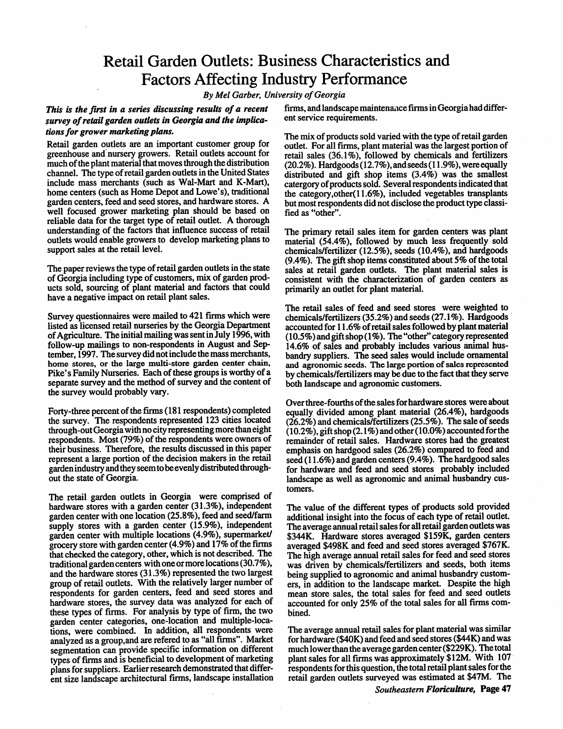# Retail Garden Outlets: Business Characteristics and Factors Affecting Industry Performance

*By Mel Garber, University of Georgia*

***This is the first in a series discussing results of a recent survey of retail garden outlets in Georgia and the implications for grower marketing plans.***

Retail garden outlets are an important customer group for greenhouse and nursery growers. Retail outlets account for much of the plant material that moves through the distribution channel. The type of retail garden outlets in the United States include mass merchants (such as Wal-Mart and K-Mart), home centers (such as Home Depot and Lowe's), traditional garden centers, feed and seed stores, and hardware stores. A well focused grower marketing plan should be based on reliable data for the target type of retail outlet. A thorough understanding of the factors that influence success of retail outlets would enable growers to develop marketing plans to support sales at the retail level.

The paper reviews the type of retail garden outlets in the state of Georgia including type of customers, mix of garden products sold, sourcing of plant material and factors that could have a negative impact on retail plant sales.

Survey questionnaires were mailed to 421 firms which were listed as licensed retail nurseries by the Georgia Department of Agriculture. The initial mailing was sent in July 1996, with follow-up mailings to non-respondents in August and September, 1997. The survey did not include the mass merchants, home stores, or the large multi-store garden center chain, Pike's Family Nurseries. Each of these groups is worthy of a separate survey and the method of survey and the content of the survey would probably vary.

Forty-three percent of the firms (181 respondents) completed the survey. The respondents represented 123 cities located through-out Georgia with no city representing more than eight respondents. Most (79%) of the respondents were owners of their business. Therefore, the results discussed in this paper represent a large portion of the decision makers in the retail garden industry and they seem to be evenly distributed throughout the state of Georgia.

The retail garden outlets in Georgia were comprised of hardware stores with a garden center (31.3%), independent garden center with one location (25.8%), feed and seed/farm supply stores with a garden center (15.9%), independent garden center with multiple locations (4.9%), supermarket/grocery store with garden center (4.9%) and 17% of the firms that checked the category, other, which is not described. The traditional garden centers with one or more locations (30.7%), and the hardware stores (31.3%) represented the two largest group of retail outlets. With the relatively larger number of respondents for garden centers, feed and seed stores and hardware stores, the survey data was analyzed for each of these types of firms. For analysis by type of firm, the two garden center categories, one-location and multiple-locations, were combined. In addition, all respondents were analyzed as a group,and are refered to as "all firms". Market segmentation can provide specific information on different types of firms and is beneficial to development of marketing plans for suppliers. Earlier research demonstrated that different size landscape architectural firms, landscape installation firms, and landscape maintenance firms in Georgia had different service requirements.

The mix of products sold varied with the type of retail garden outlet. For all firms, plant material was the largest portion of retail sales (36.1%), followed by chemicals and fertilizers (20.2%). Hardgoods (12.7%), and seeds (11.9%), were equally distributed and gift shop items (3.4%) was the smallest catergory of products sold. Several respondents indicated that the category,other(11.6%), included vegetables transplants but most respondents did not disclose the product type classified as "other".

The primary retail sales item for garden centers was plant material (54.4%), followed by much less frequently sold chemicals/fertilizer (12.5%), seeds (10.4%), and hardgoods (9.4%). The gift shop items constituted about 5% of the total sales at retail garden outlets. The plant material sales is consistent with the characterization of garden centers as primarily an outlet for plant material.

The retail sales of feed and seed stores were weighted to chemicals/fertilizers (35.2%) and seeds (27.1%). Hardgoods accounted for 11.6% of retail sales followed by plant material (10.5%) and gift shop (1%). The "other" category represented 14.6% of sales and probably includes various animal husbandry suppliers. The seed sales would include ornamental and agronomic seeds. The large portion of sales represented by chemicals/fertilizers may be due to the fact that they serve both landscape and agronomic customers.

Over three-fourths of the sales for hardware stores were about equally divided among plant material (26.4%), hardgoods (26.2%) and chemicals/fertilizers (25.5%). The sale of seeds (10.2%), gift shop (2.1%) and other (10.0%) accounted for the remainder of retail sales. Hardware stores had the greatest emphasis on hardgood sales (26.2%) compared to feed and seed (11.6%) and garden centers (9.4%). The hardgood sales for hardware and feed and seed stores probably included landscape as well as agronomic and animal husbandry customers.

The value of the different types of products sold provided additional insight into the focus of each type of retail outlet. The average annual retail sales for all retail garden outlets was $344K. Hardware stores averaged $159K, garden centers averaged $498K and feed and seed stores averaged $767K. The high average annual retail sales for feed and seed stores was driven by chemicals/fertilizers and seeds, both items being supplied to agronomic and animal husbandry customers, in addition to the landscape market. Despite the high mean store sales, the total sales for feed and seed outlets accounted for only 25% of the total sales for all firms combined.

The average annual retail sales for plant material was similar for hardware ($40K) and feed and seed stores ($44K) and was much lower than the average garden center ($229K). The total plant sales for all firms was approximately $12M. With 107 respondents for this question, the total retail plant sales for the retail garden outlets surveyed was estimated at $47M. The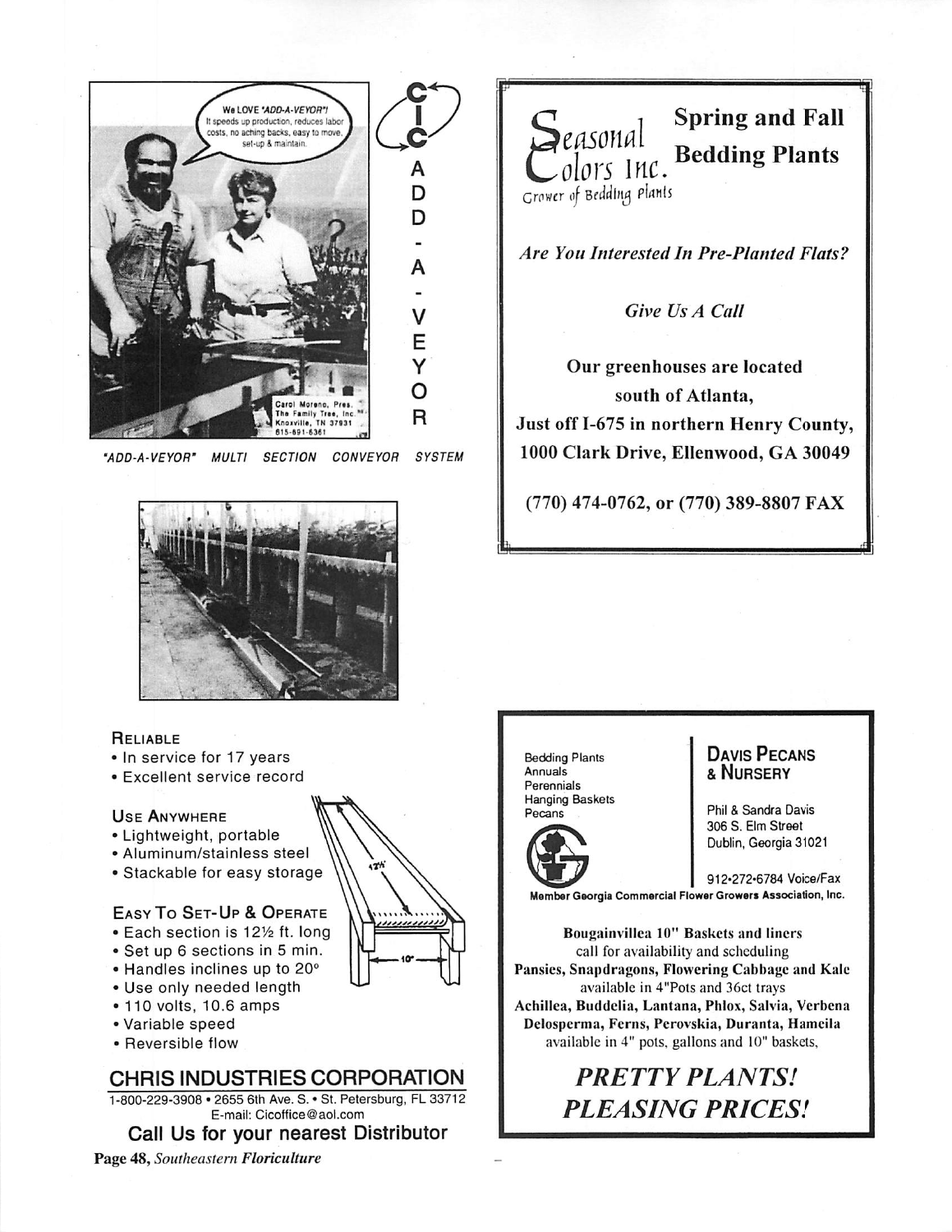We LOVE 'ADD-A-VEYOR'! It speeds up production, reduces labor costs, no aching backs, easy to move, set-up & maintain.

Carol Moreno, Pres. The Family Tree, Inc. Knoxville, TN 37931 615-691-6361

**CIC**

**ADD-A-VEYOR**

*"ADD-A-VEYOR" MULTI SECTION CONVEYOR SYSTEM*

### RELIABLE

- In service for 17 years
- Excellent service record

### USE ANYWHERE

- Lightweight, portable
- Aluminum/stainless steel
- Stackable for easy storage

### EASY TO SET-UP & OPERATE

- Each section is 12½ ft. long
- Set up 6 sections in 5 min.
- Handles inclines up to 20°
- Use only needed length
- 110 volts, 10.6 amps
- Variable speed
- Reversible flow

12½'

10"

## CHRIS INDUSTRIES CORPORATION

1-800-229-3908 • 2655 6th Ave. S. • St. Petersburg, FL 33712
E-mail: Cicoffice@aol.com

**Call Us for your nearest Distributor**

---

## Seasonal Colors Inc.

Grower of Bedding Plants

## Spring and Fall Bedding Plants

*Are You Interested In Pre-Planted Flats?*

*Give Us A Call*

**Our greenhouses are located south of Atlanta, Just off I-675 in northern Henry County, 1000 Clark Drive, Ellenwood, GA 30049**

**(770) 474-0762, or (770) 389-8807 FAX**

---

Bedding Plants
Annuals
Perennials
Hanging Baskets
Pecans

## DAVIS PECANS & NURSERY

Phil & Sandra Davis
306 S. Elm Street
Dublin, Georgia 31021

912•272•6784 Voice/Fax

**Member Georgia Commercial Flower Growers Association, Inc.**

**Bougainvillea 10" Baskets and liners**
call for availability and scheduling
**Pansies, Snapdragons, Flowering Cabbage and Kale**
available in 4"Pots and 36ct trays
**Achillea, Buddelia, Lantana, Phlox, Salvia, Verbena Delosperma, Ferns, Perovskia, Duranta, Hameila**
available in 4" pots, gallons and 10" baskets,

***PRETTY PLANTS! PLEASING PRICES!***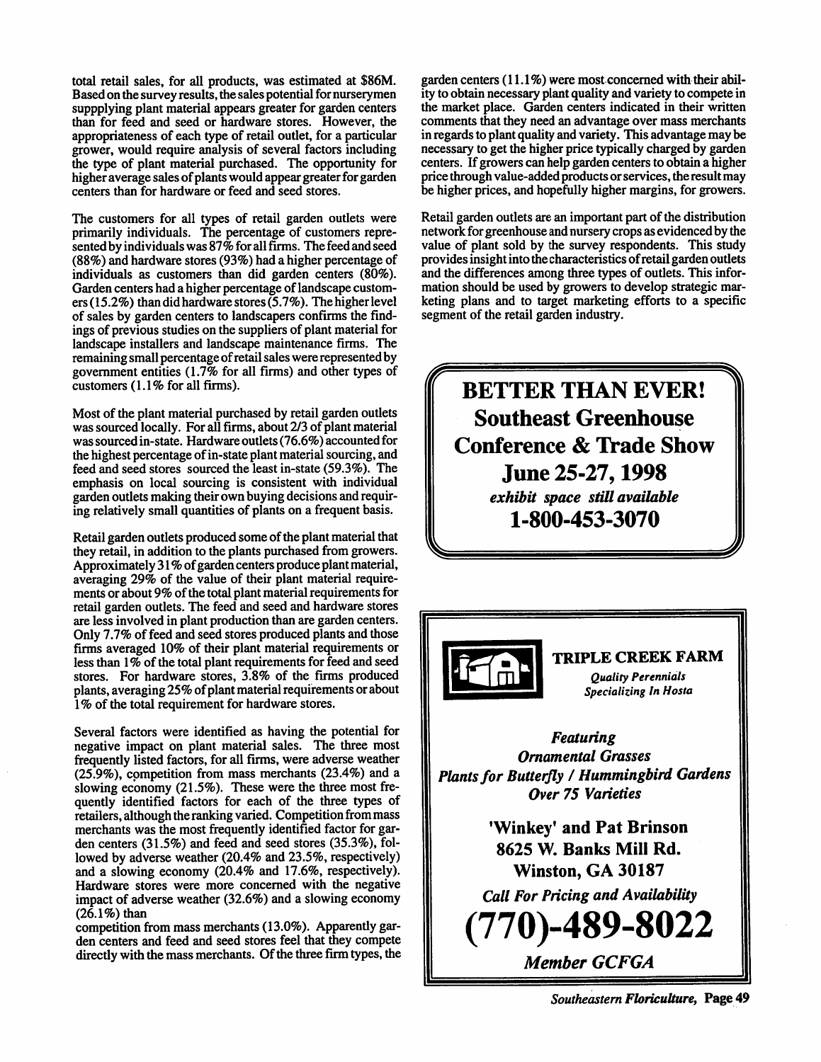total retail sales, for all products, was estimated at $86M. Based on the survey results, the sales potential for nurserymen suppplying plant material appears greater for garden centers than for feed and seed or hardware stores. However, the appropriateness of each type of retail outlet, for a particular grower, would require analysis of several factors including the type of plant material purchased. The opportunity for higher average sales of plants would appear greater for garden centers than for hardware or feed and seed stores.

The customers for all types of retail garden outlets were primarily individuals. The percentage of customers represented by individuals was 87% for all firms. The feed and seed (88%) and hardware stores (93%) had a higher percentage of individuals as customers than did garden centers (80%). Garden centers had a higher percentage of landscape customers (15.2%) than did hardware stores (5.7%). The higher level of sales by garden centers to landscapers confirms the findings of previous studies on the suppliers of plant material for landscape installers and landscape maintenance firms. The remaining small percentage of retail sales were represented by government entities (1.7% for all firms) and other types of customers (1.1% for all firms).

Most of the plant material purchased by retail garden outlets was sourced locally. For all firms, about 2/3 of plant material was sourced in-state. Hardware outlets (76.6%) accounted for the highest percentage of in-state plant material sourcing, and feed and seed stores sourced the least in-state (59.3%). The emphasis on local sourcing is consistent with individual garden outlets making their own buying decisions and requiring relatively small quantities of plants on a frequent basis.

Retail garden outlets produced some of the plant material that they retail, in addition to the plants purchased from growers. Approximately 31% of garden centers produce plant material, averaging 29% of the value of their plant material requirements or about 9% of the total plant material requirements for retail garden outlets. The feed and seed and hardware stores are less involved in plant production than are garden centers. Only 7.7% of feed and seed stores produced plants and those firms averaged 10% of their plant material requirements or less than 1% of the total plant requirements for feed and seed stores. For hardware stores, 3.8% of the firms produced plants, averaging 25% of plant material requirements or about 1% of the total requirement for hardware stores.

Several factors were identified as having the potential for negative impact on plant material sales. The three most frequently listed factors, for all firms, were adverse weather (25.9%), competition from mass merchants (23.4%) and a slowing economy (21.5%). These were the three most frequently identified factors for each of the three types of retailers, although the ranking varied. Competition from mass merchants was the most frequently identified factor for garden centers (31.5%) and feed and seed stores (35.3%), followed by adverse weather (20.4% and 23.5%, respectively) and a slowing economy (20.4% and 17.6%, respectively). Hardware stores were more concerned with the negative impact of adverse weather (32.6%) and a slowing economy (26.1%) than competition from mass merchants (13.0%). Apparently garden centers and feed and seed stores feel that they compete directly with the mass merchants. Of the three firm types, the garden centers (11.1%) were most concerned with their ability to obtain necessary plant quality and variety to compete in the market place. Garden centers indicated in their written comments that they need an advantage over mass merchants in regards to plant quality and variety. This advantage may be necessary to get the higher price typically charged by garden centers. If growers can help garden centers to obtain a higher price through value-added products or services, the result may be higher prices, and hopefully higher margins, for growers.

Retail garden outlets are an important part of the distribution network for greenhouse and nursery crops as evidenced by the value of plant sold by the survey respondents. This study provides insight into the characteristics of retail garden outlets and the differences among three types of outlets. This information should be used by growers to develop strategic marketing plans and to target marketing efforts to a specific segment of the retail garden industry.

**BETTER THAN EVER!**
**Southeast Greenhouse Conference & Trade Show**
**June 25-27, 1998**
***exhibit space still available***
**1-800-453-3070**

**TRIPLE CREEK FARM**
*Quality Perennials*
*Specializing In Hosta*

***Featuring***
***Ornamental Grasses***
***Plants for Butterfly / Hummingbird Gardens***
***Over 75 Varieties***

**'Winkey' and Pat Brinson**
**8625 W. Banks Mill Rd.**
**Winston, GA 30187**

***Call For Pricing and Availability***
**(770)-489-8022**

***Member GCFGA***